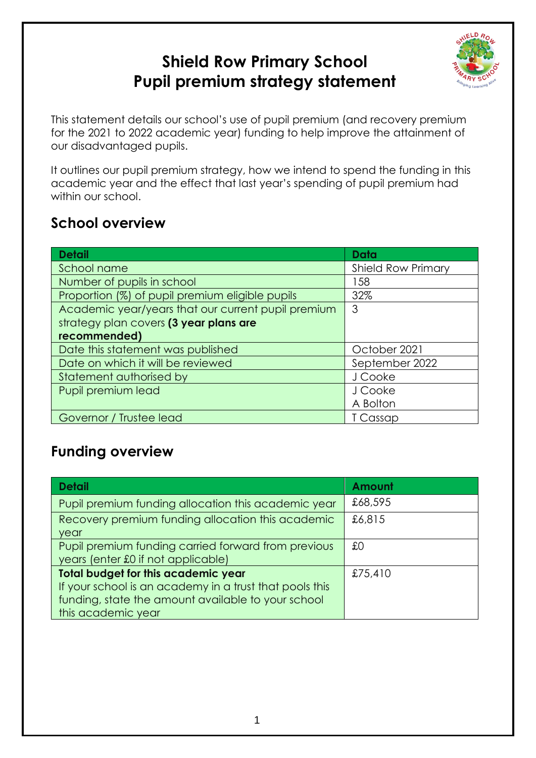# Shield Row Primary School
# Pupil premium strategy statement

This statement details our school's use of pupil premium (and recovery premium for the 2021 to 2022 academic year) funding to help improve the attainment of our disadvantaged pupils.

It outlines our pupil premium strategy, how we intend to spend the funding in this academic year and the effect that last year's spending of pupil premium had within our school.

## School overview

| Detail | Data |
|---|---|
| School name | Shield Row Primary |
| Number of pupils in school | 158 |
| Proportion (%) of pupil premium eligible pupils | 32% |
| Academic year/years that our current pupil premium strategy plan covers **(3 year plans are recommended)** | 3 |
| Date this statement was published | October 2021 |
| Date on which it will be reviewed | September 2022 |
| Statement authorised by | J Cooke |
| Pupil premium lead | J Cooke<br>A Bolton |
| Governor / Trustee lead | T Cassap |

## Funding overview

| Detail | Amount |
|---|---|
| Pupil premium funding allocation this academic year | £68,595 |
| Recovery premium funding allocation this academic year | £6,815 |
| Pupil premium funding carried forward from previous years (enter £0 if not applicable) | £0 |
| **Total budget for this academic year**<br>If your school is an academy in a trust that pools this funding, state the amount available to your school this academic year | £75,410 |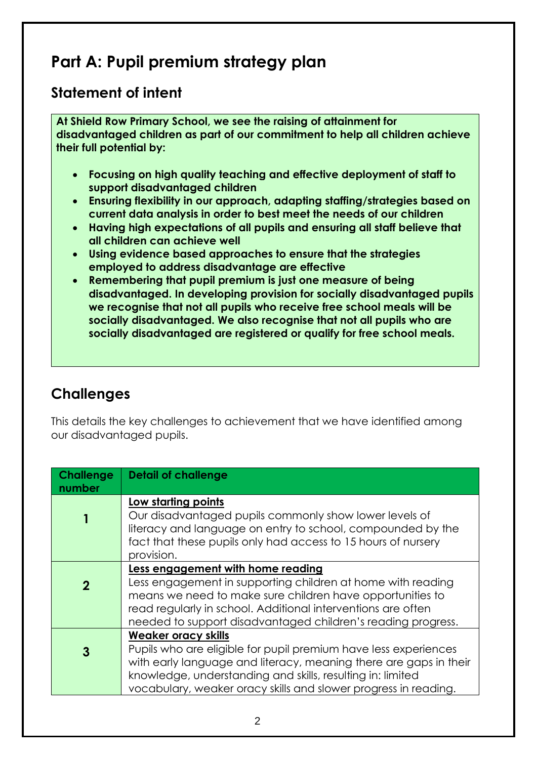# Part A: Pupil premium strategy plan

## Statement of intent

**At Shield Row Primary School, we see the raising of attainment for disadvantaged children as part of our commitment to help all children achieve their full potential by:**

- **Focusing on high quality teaching and effective deployment of staff to support disadvantaged children**
- **Ensuring flexibility in our approach, adapting staffing/strategies based on current data analysis in order to best meet the needs of our children**
- **Having high expectations of all pupils and ensuring all staff believe that all children can achieve well**
- **Using evidence based approaches to ensure that the strategies employed to address disadvantage are effective**
- **Remembering that pupil premium is just one measure of being disadvantaged. In developing provision for socially disadvantaged pupils we recognise that not all pupils who receive free school meals will be socially disadvantaged. We also recognise that not all pupils who are socially disadvantaged are registered or qualify for free school meals.**

## Challenges

This details the key challenges to achievement that we have identified among our disadvantaged pupils.

| Challenge number | Detail of challenge |
|---|---|
| **1** | **Low starting points**<br>Our disadvantaged pupils commonly show lower levels of literacy and language on entry to school, compounded by the fact that these pupils only had access to 15 hours of nursery provision. |
| **2** | **Less engagement with home reading**<br>Less engagement in supporting children at home with reading means we need to make sure children have opportunities to read regularly in school. Additional interventions are often needed to support disadvantaged children's reading progress. |
| **3** | **Weaker oracy skills**<br>Pupils who are eligible for pupil premium have less experiences with early language and literacy, meaning there are gaps in their knowledge, understanding and skills, resulting in: limited vocabulary, weaker oracy skills and slower progress in reading. |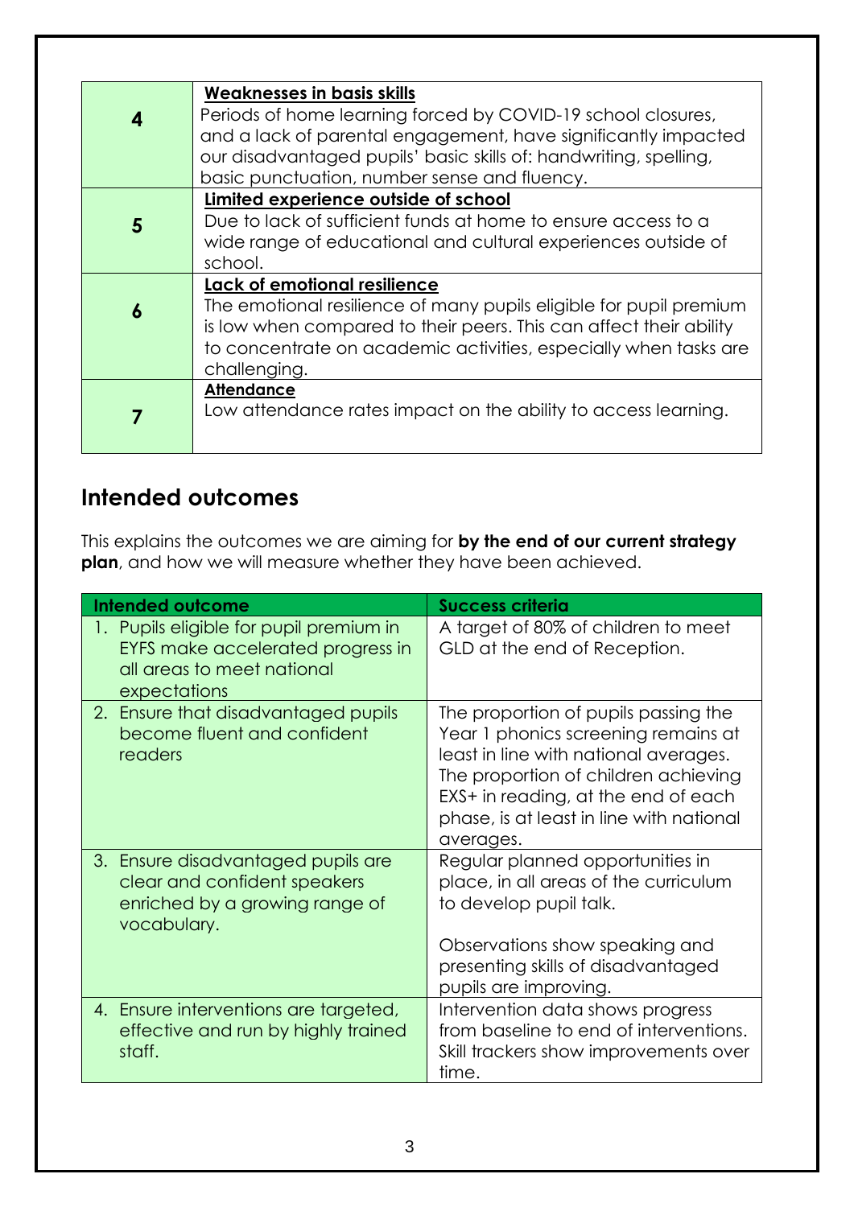| | |
|---|---|
| **4** | **Weaknesses in basis skills**<br>Periods of home learning forced by COVID-19 school closures, and a lack of parental engagement, have significantly impacted our disadvantaged pupils' basic skills of: handwriting, spelling, basic punctuation, number sense and fluency. |
| **5** | **Limited experience outside of school**<br>Due to lack of sufficient funds at home to ensure access to a wide range of educational and cultural experiences outside of school. |
| **6** | **Lack of emotional resilience**<br>The emotional resilience of many pupils eligible for pupil premium is low when compared to their peers. This can affect their ability to concentrate on academic activities, especially when tasks are challenging. |
| **7** | **Attendance**<br>Low attendance rates impact on the ability to access learning. |

## Intended outcomes

This explains the outcomes we are aiming for **by the end of our current strategy plan**, and how we will measure whether they have been achieved.

| Intended outcome | Success criteria |
|---|---|
| 1. Pupils eligible for pupil premium in EYFS make accelerated progress in all areas to meet national expectations | A target of 80% of children to meet GLD at the end of Reception. |
| 2. Ensure that disadvantaged pupils become fluent and confident readers | The proportion of pupils passing the Year 1 phonics screening remains at least in line with national averages. The proportion of children achieving EXS+ in reading, at the end of each phase, is at least in line with national averages. |
| 3. Ensure disadvantaged pupils are clear and confident speakers enriched by a growing range of vocabulary. | Regular planned opportunities in place, in all areas of the curriculum to develop pupil talk.<br><br>Observations show speaking and presenting skills of disadvantaged pupils are improving. |
| 4. Ensure interventions are targeted, effective and run by highly trained staff. | Intervention data shows progress from baseline to end of interventions. Skill trackers show improvements over time. |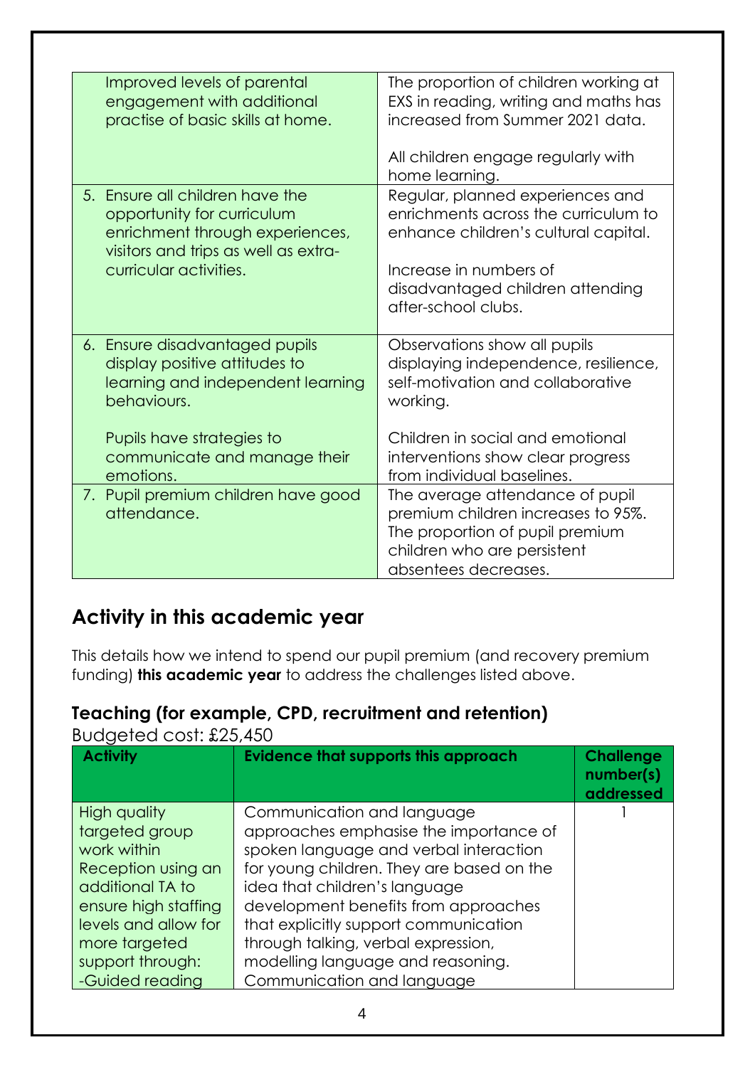| | |
|---|---|
| Improved levels of parental engagement with additional practise of basic skills at home. | The proportion of children working at EXS in reading, writing and maths has increased from Summer 2021 data.<br><br>All children engage regularly with home learning. |
| 5. Ensure all children have the opportunity for curriculum enrichment through experiences, visitors and trips as well as extra-curricular activities. | Regular, planned experiences and enrichments across the curriculum to enhance children's cultural capital.<br><br>Increase in numbers of disadvantaged children attending after-school clubs. |
| 6. Ensure disadvantaged pupils display positive attitudes to learning and independent learning behaviours.<br><br>Pupils have strategies to communicate and manage their emotions. | Observations show all pupils displaying independence, resilience, self-motivation and collaborative working.<br><br>Children in social and emotional interventions show clear progress from individual baselines. |
| 7. Pupil premium children have good attendance. | The average attendance of pupil premium children increases to 95%. The proportion of pupil premium children who are persistent absentees decreases. |

## Activity in this academic year

This details how we intend to spend our pupil premium (and recovery premium funding) **this academic year** to address the challenges listed above.

### Teaching (for example, CPD, recruitment and retention)

Budgeted cost: £25,450

| Activity | Evidence that supports this approach | Challenge number(s) addressed |
|---|---|---|
| High quality targeted group work within Reception using an additional TA to ensure high staffing levels and allow for more targeted support through:<br>-Guided reading | Communication and language approaches emphasise the importance of spoken language and verbal interaction for young children. They are based on the idea that children's language development benefits from approaches that explicitly support communication through talking, verbal expression, modelling language and reasoning.<br>Communication and language | 1 |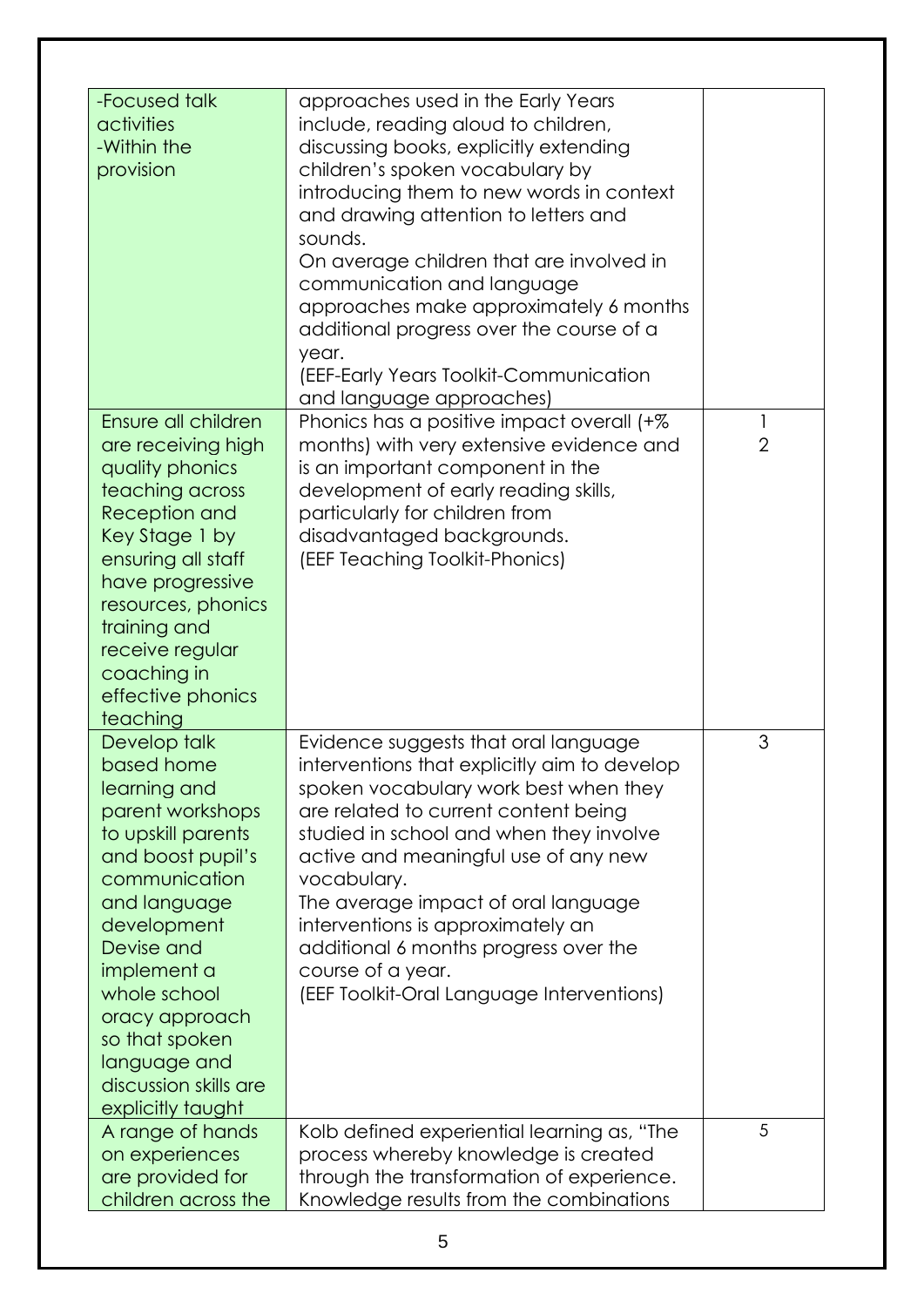| | | |
|---|---|---|
| -Focused talk activities<br>-Within the provision | approaches used in the Early Years include, reading aloud to children, discussing books, explicitly extending children's spoken vocabulary by introducing them to new words in context and drawing attention to letters and sounds.<br>On average children that are involved in communication and language approaches make approximately 6 months additional progress over the course of a year.<br>(EEF-Early Years Toolkit-Communication and language approaches) | |
| Ensure all children are receiving high quality phonics teaching across Reception and Key Stage 1 by ensuring all staff have progressive resources, phonics training and receive regular coaching in effective phonics teaching | Phonics has a positive impact overall (+% months) with very extensive evidence and is an important component in the development of early reading skills, particularly for children from disadvantaged backgrounds.<br>(EEF Teaching Toolkit-Phonics) | 1<br>2 |
| Develop talk based home learning and parent workshops to upskill parents and boost pupil's communication and language development<br>Devise and implement a whole school oracy approach so that spoken language and discussion skills are explicitly taught | Evidence suggests that oral language interventions that explicitly aim to develop spoken vocabulary work best when they are related to current content being studied in school and when they involve active and meaningful use of any new vocabulary.<br>The average impact of oral language interventions is approximately an additional 6 months progress over the course of a year.<br>(EEF Toolkit-Oral Language Interventions) | 3 |
| A range of hands on experiences are provided for children across the | Kolb defined experiential learning as, "The process whereby knowledge is created through the transformation of experience. Knowledge results from the combinations | 5 |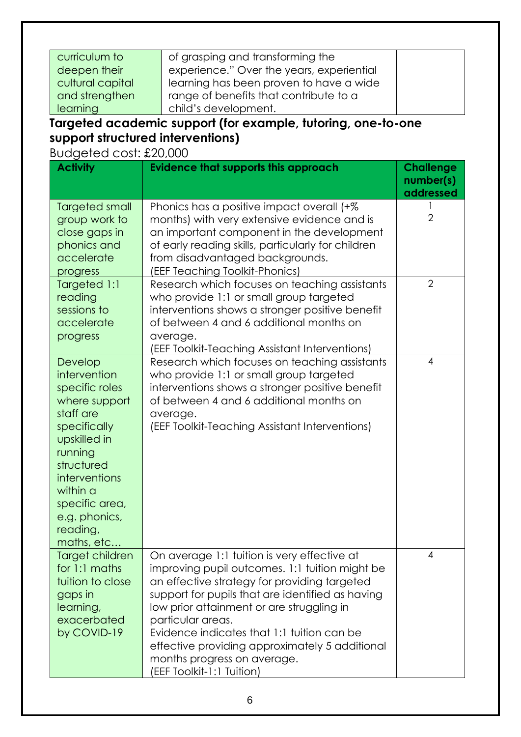| curriculum to deepen their cultural capital and strengthen learning | of grasping and transforming the experience." Over the years, experiential learning has been proven to have a wide range of benefits that contribute to a child's development. | |
|---|---|---|

**Targeted academic support (for example, tutoring, one-to-one support structured interventions)**

Budgeted cost: £20,000

| Activity | Evidence that supports this approach | Challenge number(s) addressed |
|---|---|---|
| Targeted small group work to close gaps in phonics and accelerate progress | Phonics has a positive impact overall (+% months) with very extensive evidence and is an important component in the development of early reading skills, particularly for children from disadvantaged backgrounds. (EEF Teaching Toolkit-Phonics) | 1<br>2 |
| Targeted 1:1 reading sessions to accelerate progress | Research which focuses on teaching assistants who provide 1:1 or small group targeted interventions shows a stronger positive benefit of between 4 and 6 additional months on average. (EEF Toolkit-Teaching Assistant Interventions) | 2 |
| Develop intervention specific roles where support staff are specifically upskilled in running structured interventions within a specific area, e.g. phonics, reading, maths, etc… | Research which focuses on teaching assistants who provide 1:1 or small group targeted interventions shows a stronger positive benefit of between 4 and 6 additional months on average. (EEF Toolkit-Teaching Assistant Interventions) | 4 |
| Target children for 1:1 maths tuition to close gaps in learning, exacerbated by COVID-19 | On average 1:1 tuition is very effective at improving pupil outcomes. 1:1 tuition might be an effective strategy for providing targeted support for pupils that are identified as having low prior attainment or are struggling in particular areas.<br>Evidence indicates that 1:1 tuition can be effective providing approximately 5 additional months progress on average. (EEF Toolkit-1:1 Tuition) | 4 |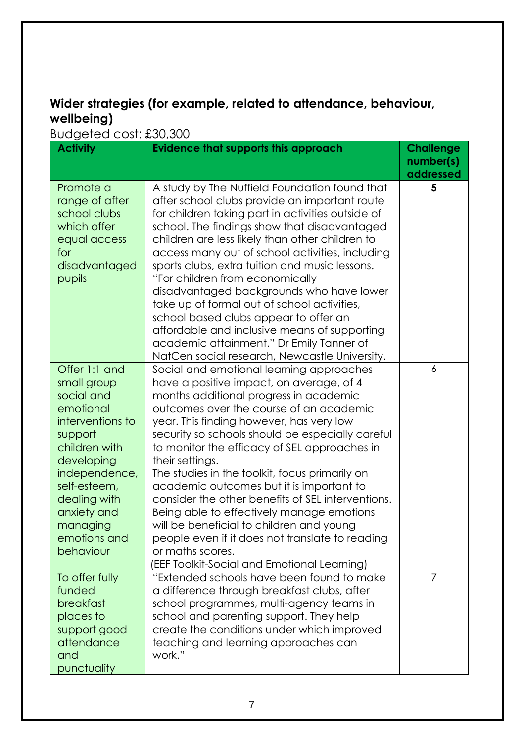## Wider strategies (for example, related to attendance, behaviour, wellbeing)

Budgeted cost: £30,300

| Activity | Evidence that supports this approach | Challenge number(s) addressed |
|---|---|---|
| Promote a range of after school clubs which offer equal access for disadvantaged pupils | A study by The Nuffield Foundation found that after school clubs provide an important route for children taking part in activities outside of school. The findings show that disadvantaged children are less likely than other children to access many out of school activities, including sports clubs, extra tuition and music lessons. "For children from economically disadvantaged backgrounds who have lower take up of formal out of school activities, school based clubs appear to offer an affordable and inclusive means of supporting academic attainment." Dr Emily Tanner of NatCen social research, Newcastle University. | **5** |
| Offer 1:1 and small group social and emotional interventions to support children with developing independence, self-esteem, dealing with anxiety and managing emotions and behaviour | Social and emotional learning approaches have a positive impact, on average, of 4 months additional progress in academic outcomes over the course of an academic year. This finding however, has very low security so schools should be especially careful to monitor the efficacy of SEL approaches in their settings. The studies in the toolkit, focus primarily on academic outcomes but it is important to consider the other benefits of SEL interventions. Being able to effectively manage emotions will be beneficial to children and young people even if it does not translate to reading or maths scores. (EEF Toolkit-Social and Emotional Learning) | 6 |
| To offer fully funded breakfast places to support good attendance and punctuality | "Extended schools have been found to make a difference through breakfast clubs, after school programmes, multi-agency teams in school and parenting support. They help create the conditions under which improved teaching and learning approaches can work." | 7 |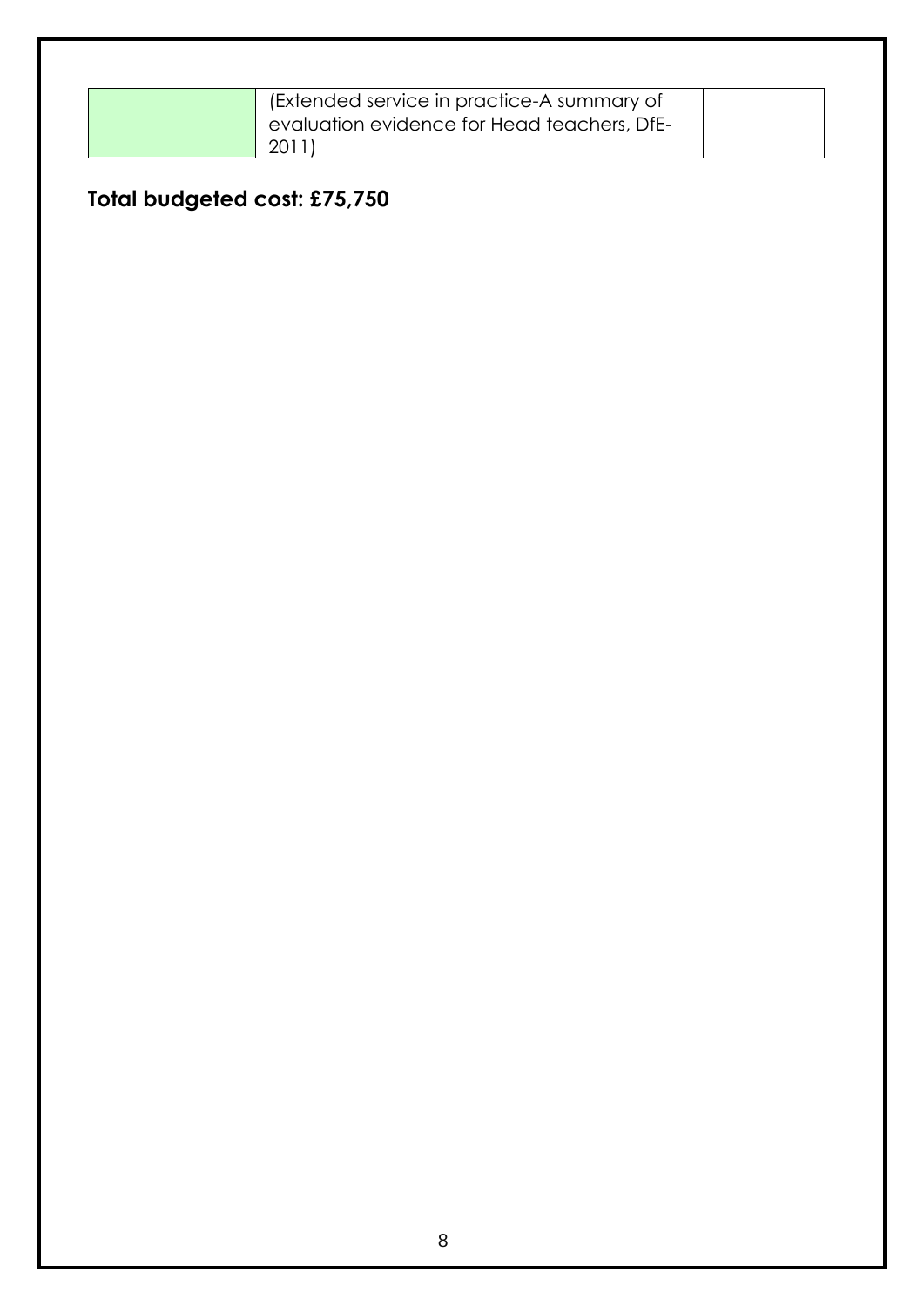|  | (Extended service in practice-A summary of evaluation evidence for Head teachers, DfE-2011) |  |
|---|---|---|

**Total budgeted cost: £75,750**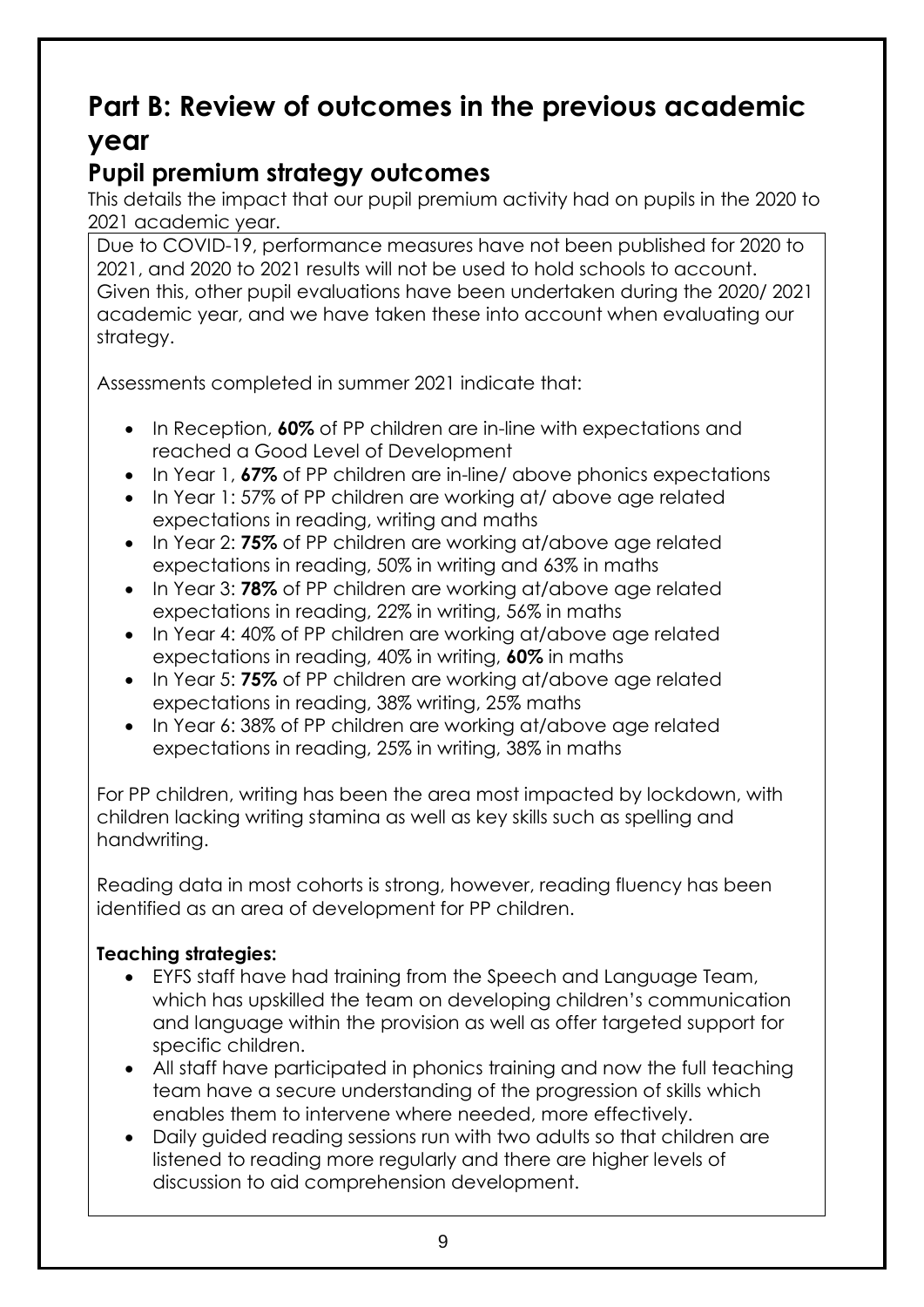# Part B: Review of outcomes in the previous academic year

## Pupil premium strategy outcomes

This details the impact that our pupil premium activity had on pupils in the 2020 to 2021 academic year.

Due to COVID-19, performance measures have not been published for 2020 to 2021, and 2020 to 2021 results will not be used to hold schools to account. Given this, other pupil evaluations have been undertaken during the 2020/ 2021 academic year, and we have taken these into account when evaluating our strategy.

Assessments completed in summer 2021 indicate that:

- In Reception, **60%** of PP children are in-line with expectations and reached a Good Level of Development
- In Year 1, **67%** of PP children are in-line/ above phonics expectations
- In Year 1: 57% of PP children are working at/ above age related expectations in reading, writing and maths
- In Year 2: **75%** of PP children are working at/above age related expectations in reading, 50% in writing and 63% in maths
- In Year 3: **78%** of PP children are working at/above age related expectations in reading, 22% in writing, 56% in maths
- In Year 4: 40% of PP children are working at/above age related expectations in reading, 40% in writing, **60%** in maths
- In Year 5: **75%** of PP children are working at/above age related expectations in reading, 38% writing, 25% maths
- In Year 6: 38% of PP children are working at/above age related expectations in reading, 25% in writing, 38% in maths

For PP children, writing has been the area most impacted by lockdown, with children lacking writing stamina as well as key skills such as spelling and handwriting.

Reading data in most cohorts is strong, however, reading fluency has been identified as an area of development for PP children.

**Teaching strategies:**

- EYFS staff have had training from the Speech and Language Team, which has upskilled the team on developing children's communication and language within the provision as well as offer targeted support for specific children.
- All staff have participated in phonics training and now the full teaching team have a secure understanding of the progression of skills which enables them to intervene where needed, more effectively.
- Daily guided reading sessions run with two adults so that children are listened to reading more regularly and there are higher levels of discussion to aid comprehension development.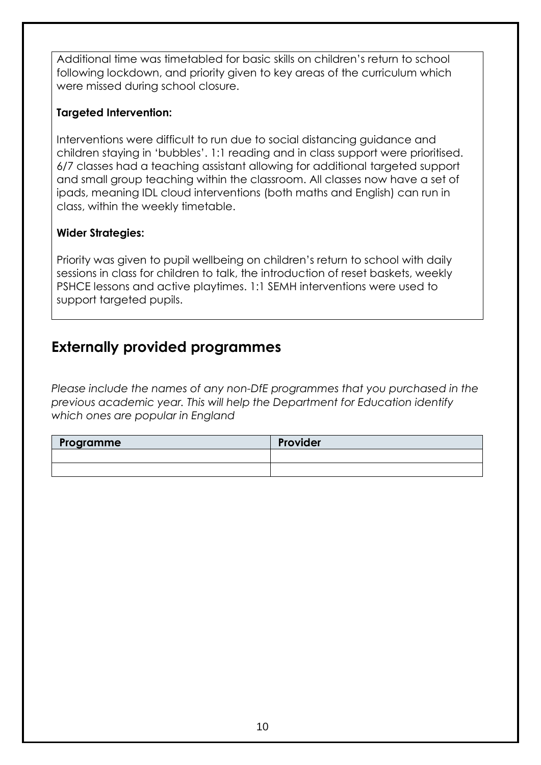Additional time was timetabled for basic skills on children's return to school following lockdown, and priority given to key areas of the curriculum which were missed during school closure.

**Targeted Intervention:**

Interventions were difficult to run due to social distancing guidance and children staying in 'bubbles'. 1:1 reading and in class support were prioritised. 6/7 classes had a teaching assistant allowing for additional targeted support and small group teaching within the classroom. All classes now have a set of ipads, meaning IDL cloud interventions (both maths and English) can run in class, within the weekly timetable.

**Wider Strategies:**

Priority was given to pupil wellbeing on children's return to school with daily sessions in class for children to talk, the introduction of reset baskets, weekly PSHCE lessons and active playtimes. 1:1 SEMH interventions were used to support targeted pupils.

## Externally provided programmes

*Please include the names of any non-DfE programmes that you purchased in the previous academic year. This will help the Department for Education identify which ones are popular in England*

| Programme | Provider |
|---|---|
| | |
| | |